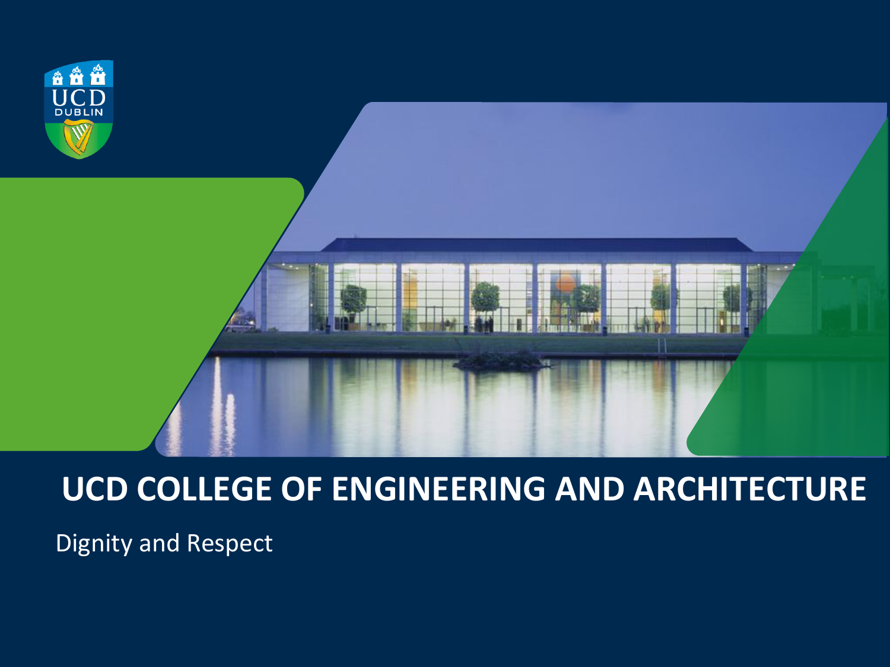# UCD COLLEGE OF ENGINEERING AND ARCHITECTURE

Dignity and Respect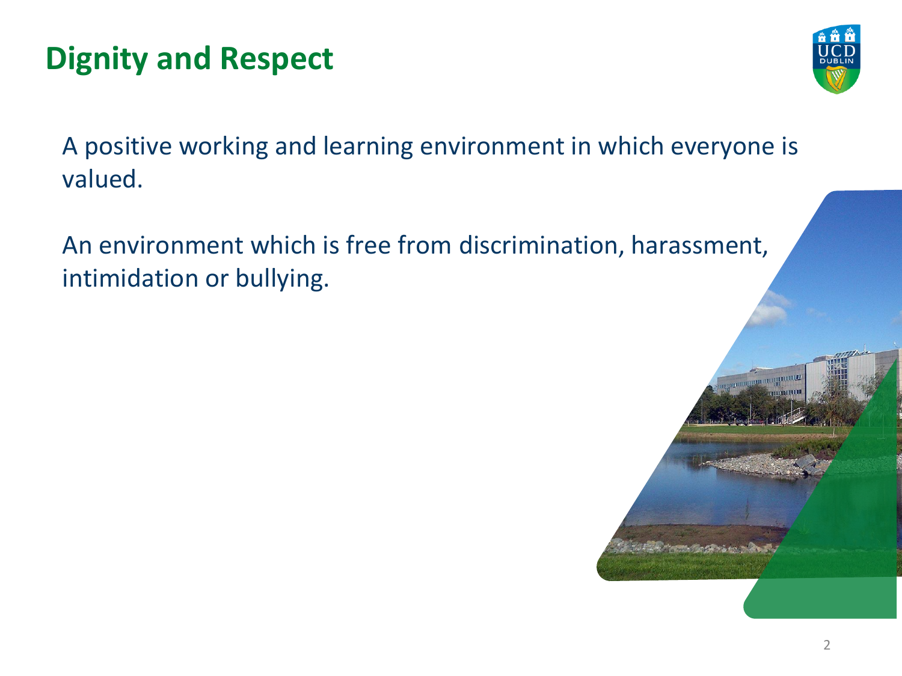# Dignity and Respect

A positive working and learning environment in which everyone is valued.

An environment which is free from discrimination, harassment, intimidation or bullying.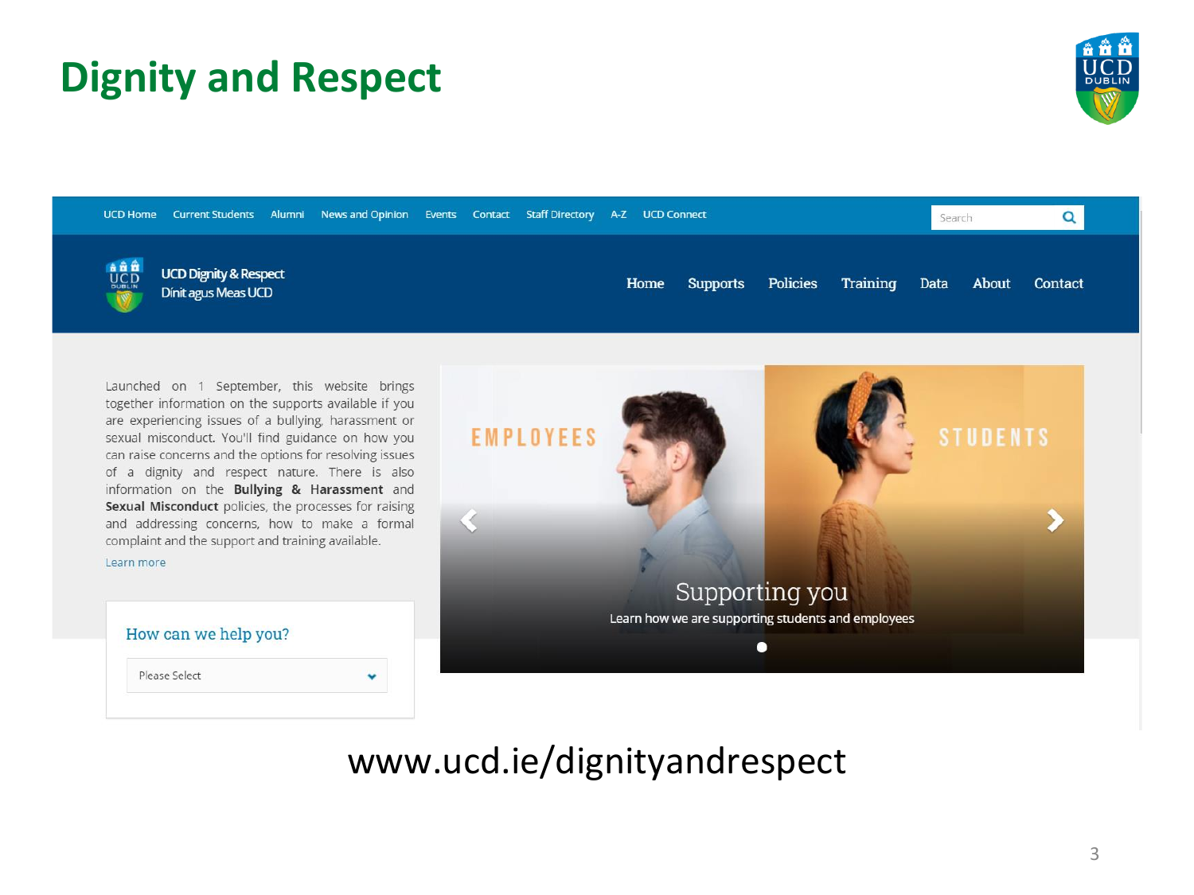# Dignity and Respect

UCD Home | Current Students | Alumni | News and Opinion | Events | Contact | Staff Directory | A-Z | UCD Connect

UCD Dignity & Respect
Dínit agus Meas UCD

Home | Supports | Policies | Training | Data | About | Contact

Launched on 1 September, this website brings together information on the supports available if you are experiencing issues of a bullying, harassment or sexual misconduct. You'll find guidance on how you can raise concerns and the options for resolving issues of a dignity and respect nature. There is also information on the **Bullying & Harassment** and **Sexual Misconduct** policies, the processes for raising and addressing concerns, how to make a formal complaint and the support and training available.

Learn more

How can we help you?

Please Select

EMPLOYEES | STUDENTS

Supporting you

Learn how we are supporting students and employees

www.ucd.ie/dignityandrespect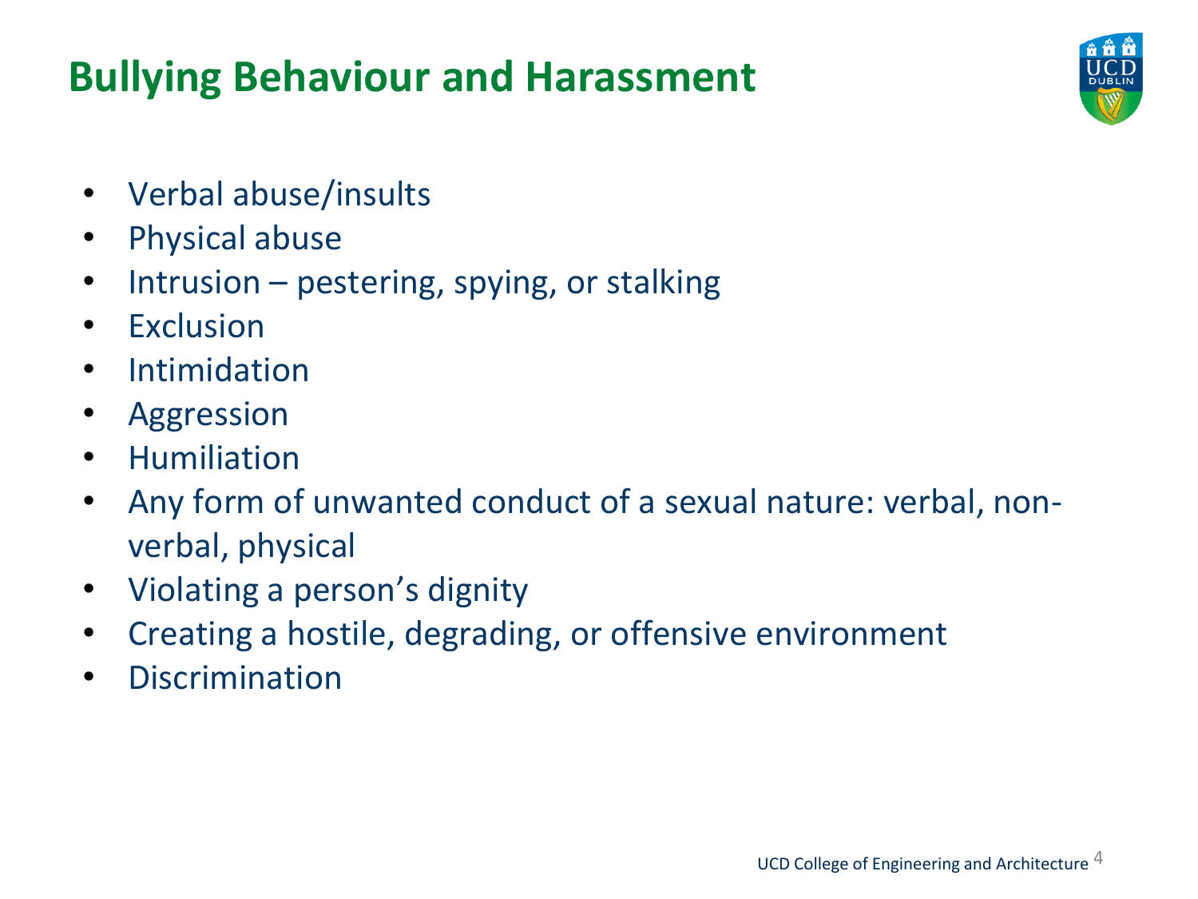# Bullying Behaviour and Harassment

- Verbal abuse/insults
- Physical abuse
- Intrusion – pestering, spying, or stalking
- Exclusion
- Intimidation
- Aggression
- Humiliation
- Any form of unwanted conduct of a sexual nature: verbal, non-verbal, physical
- Violating a person's dignity
- Creating a hostile, degrading, or offensive environment
- Discrimination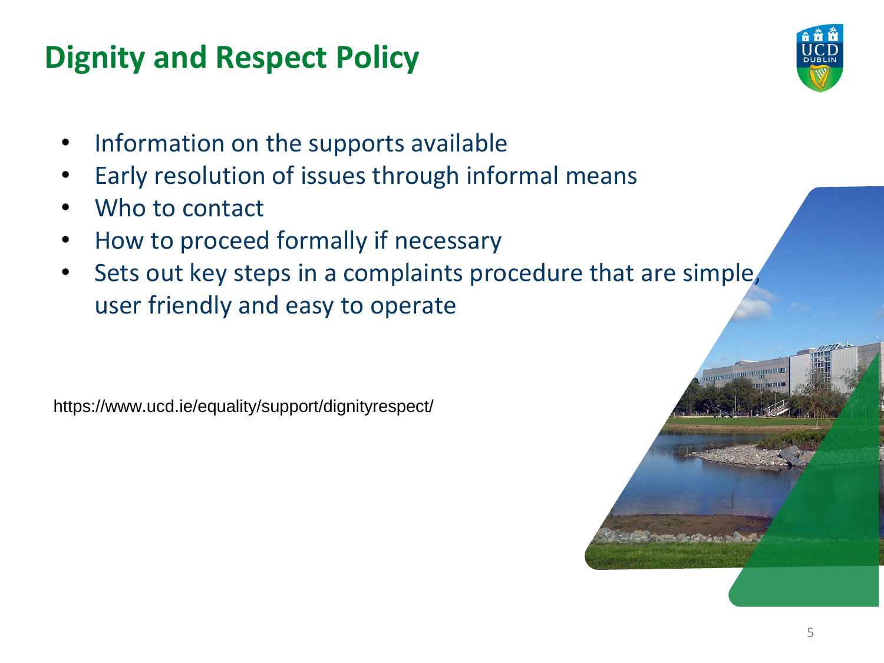# Dignity and Respect Policy

- Information on the supports available
- Early resolution of issues through informal means
- Who to contact
- How to proceed formally if necessary
- Sets out key steps in a complaints procedure that are simple, user friendly and easy to operate

https://www.ucd.ie/equality/support/dignityrespect/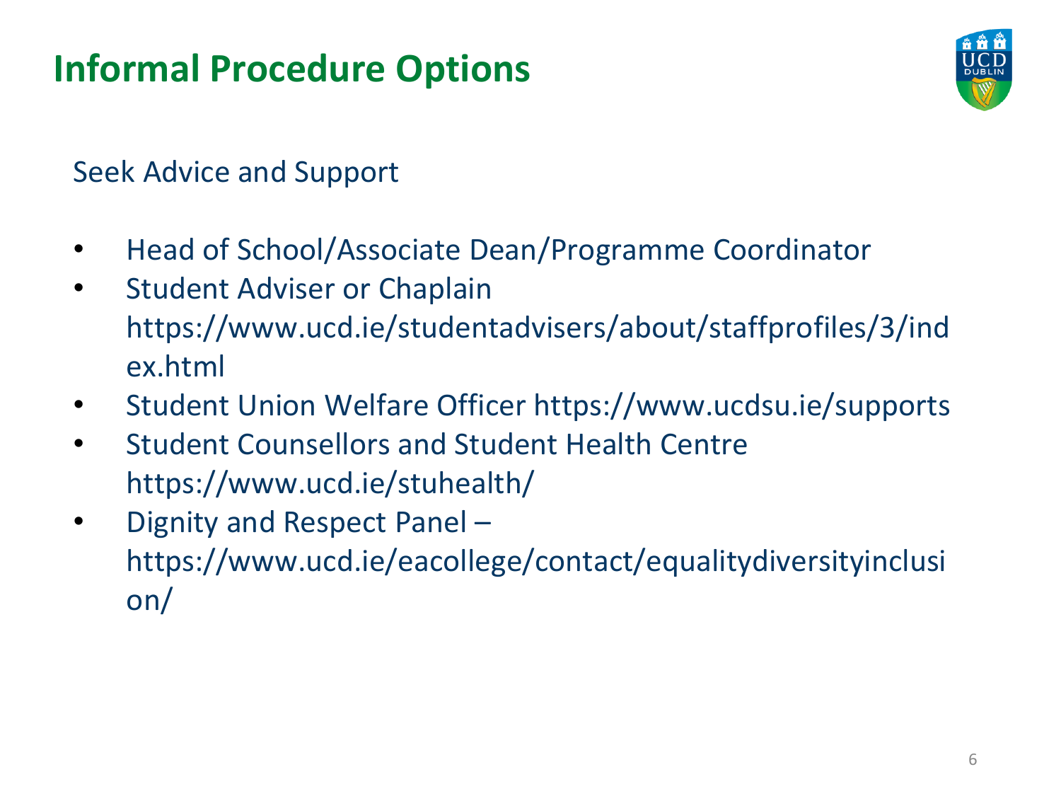# Informal Procedure Options

Seek Advice and Support

- Head of School/Associate Dean/Programme Coordinator
- Student Adviser or Chaplain https://www.ucd.ie/studentadvisers/about/staffprofiles/3/index.html
- Student Union Welfare Officer https://www.ucdsu.ie/supports
- Student Counsellors and Student Health Centre https://www.ucd.ie/stuhealth/
- Dignity and Respect Panel – https://www.ucd.ie/eacollege/contact/equalitydiversityinclusion/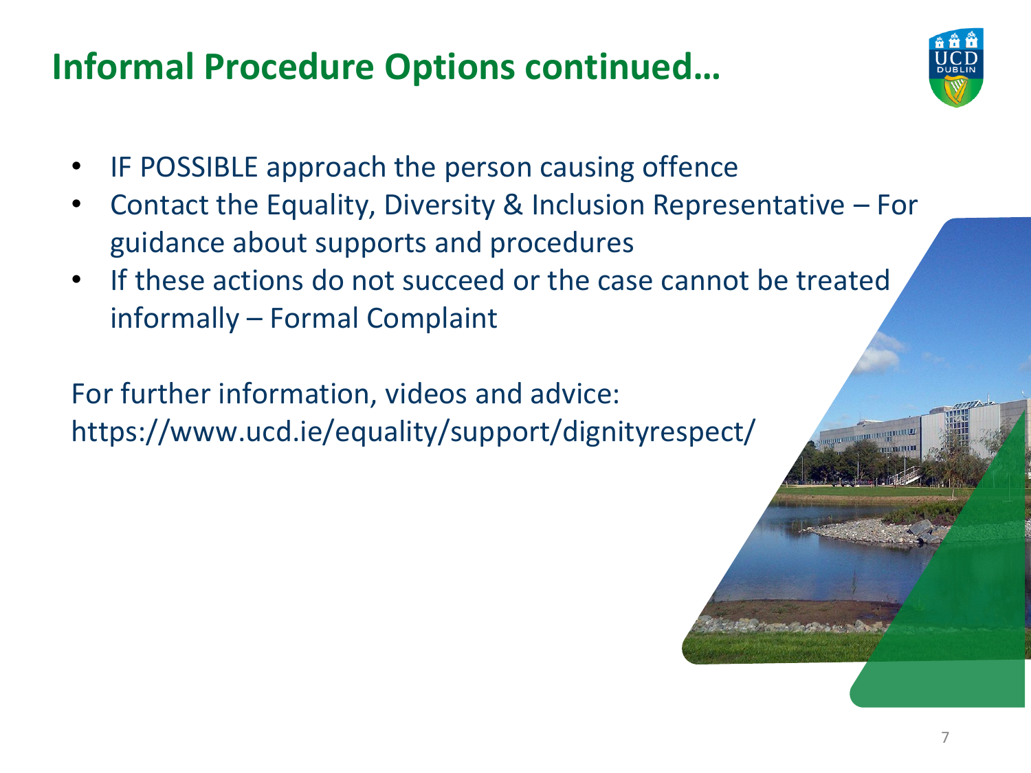# Informal Procedure Options continued…

- IF POSSIBLE approach the person causing offence
- Contact the Equality, Diversity & Inclusion Representative – For guidance about supports and procedures
- If these actions do not succeed or the case cannot be treated informally – Formal Complaint

For further information, videos and advice:
https://www.ucd.ie/equality/support/dignityrespect/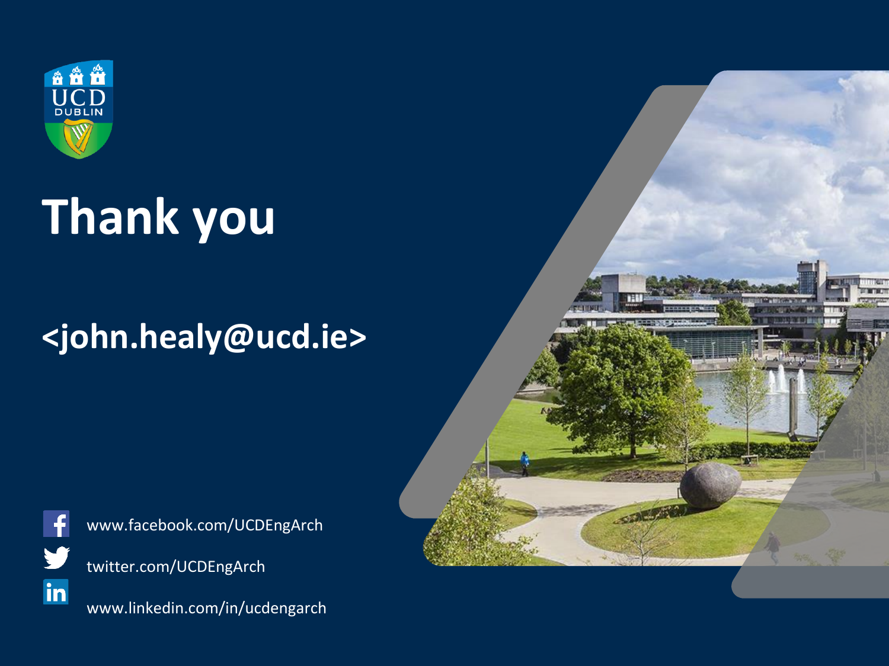# Thank you

## <john.healy@ucd.ie>

www.facebook.com/UCDEngArch

twitter.com/UCDEngArch

www.linkedin.com/in/ucdengarch